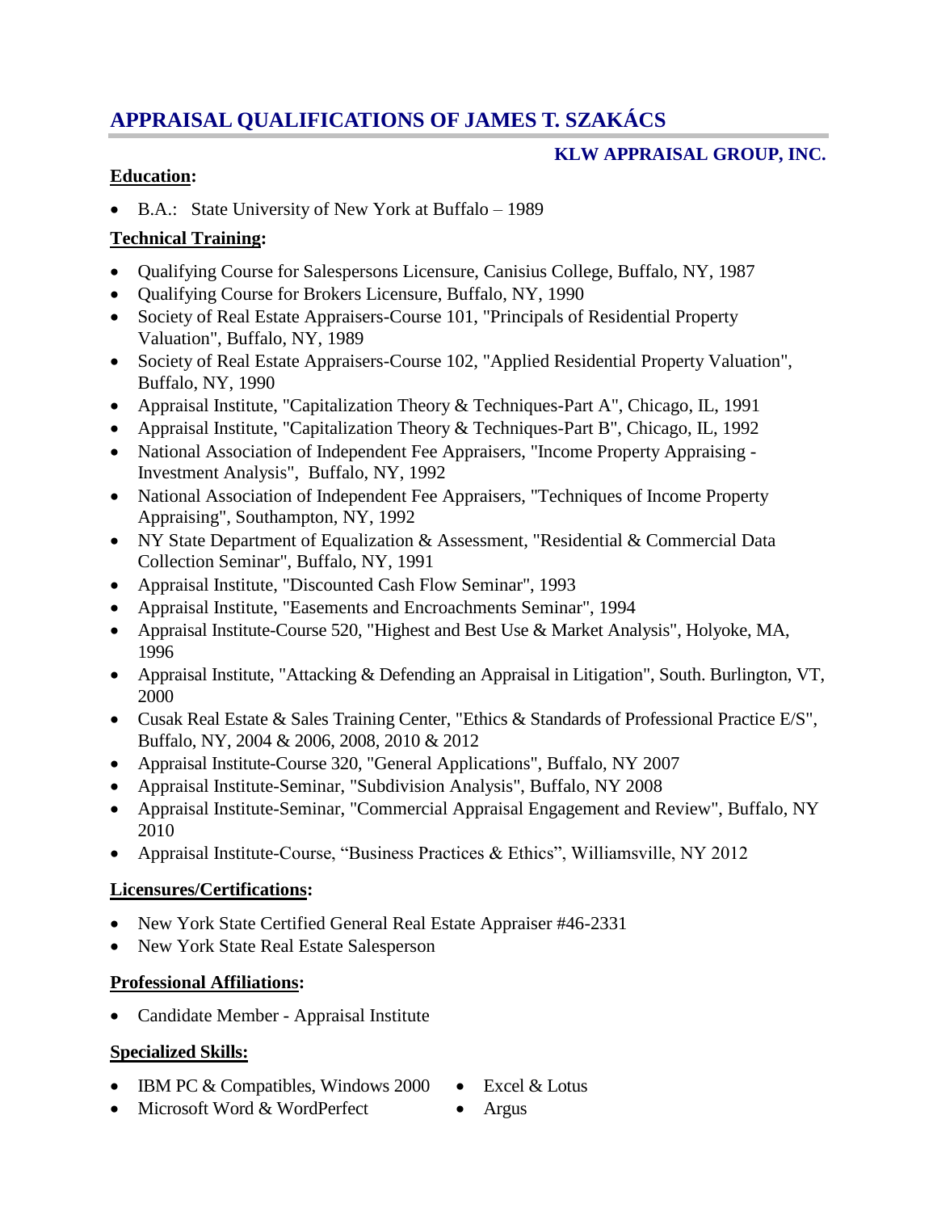# APPRAISAL QUALIFICATIONS OF JAMES T. SZAKÁCS

**KLW APPRAISAL GROUP, INC.**

## Education:

- B.A.: State University of New York at Buffalo – 1989

## Technical Training:

- Qualifying Course for Salespersons Licensure, Canisius College, Buffalo, NY, 1987
- Qualifying Course for Brokers Licensure, Buffalo, NY, 1990
- Society of Real Estate Appraisers-Course 101, "Principals of Residential Property Valuation", Buffalo, NY, 1989
- Society of Real Estate Appraisers-Course 102, "Applied Residential Property Valuation", Buffalo, NY, 1990
- Appraisal Institute, "Capitalization Theory & Techniques-Part A", Chicago, IL, 1991
- Appraisal Institute, "Capitalization Theory & Techniques-Part B", Chicago, IL, 1992
- National Association of Independent Fee Appraisers, "Income Property Appraising - Investment Analysis", Buffalo, NY, 1992
- National Association of Independent Fee Appraisers, "Techniques of Income Property Appraising", Southampton, NY, 1992
- NY State Department of Equalization & Assessment, "Residential & Commercial Data Collection Seminar", Buffalo, NY, 1991
- Appraisal Institute, "Discounted Cash Flow Seminar", 1993
- Appraisal Institute, "Easements and Encroachments Seminar", 1994
- Appraisal Institute-Course 520, "Highest and Best Use & Market Analysis", Holyoke, MA, 1996
- Appraisal Institute, "Attacking & Defending an Appraisal in Litigation", South. Burlington, VT, 2000
- Cusak Real Estate & Sales Training Center, "Ethics & Standards of Professional Practice E/S", Buffalo, NY, 2004 & 2006, 2008, 2010 & 2012
- Appraisal Institute-Course 320, "General Applications", Buffalo, NY 2007
- Appraisal Institute-Seminar, "Subdivision Analysis", Buffalo, NY 2008
- Appraisal Institute-Seminar, "Commercial Appraisal Engagement and Review", Buffalo, NY 2010
- Appraisal Institute-Course, "Business Practices & Ethics", Williamsville, NY 2012

## Licensures/Certifications:

- New York State Certified General Real Estate Appraiser #46-2331
- New York State Real Estate Salesperson

## Professional Affiliations:

- Candidate Member - Appraisal Institute

## Specialized Skills:

- IBM PC & Compatibles, Windows 2000
- Microsoft Word & WordPerfect
- Excel & Lotus
- Argus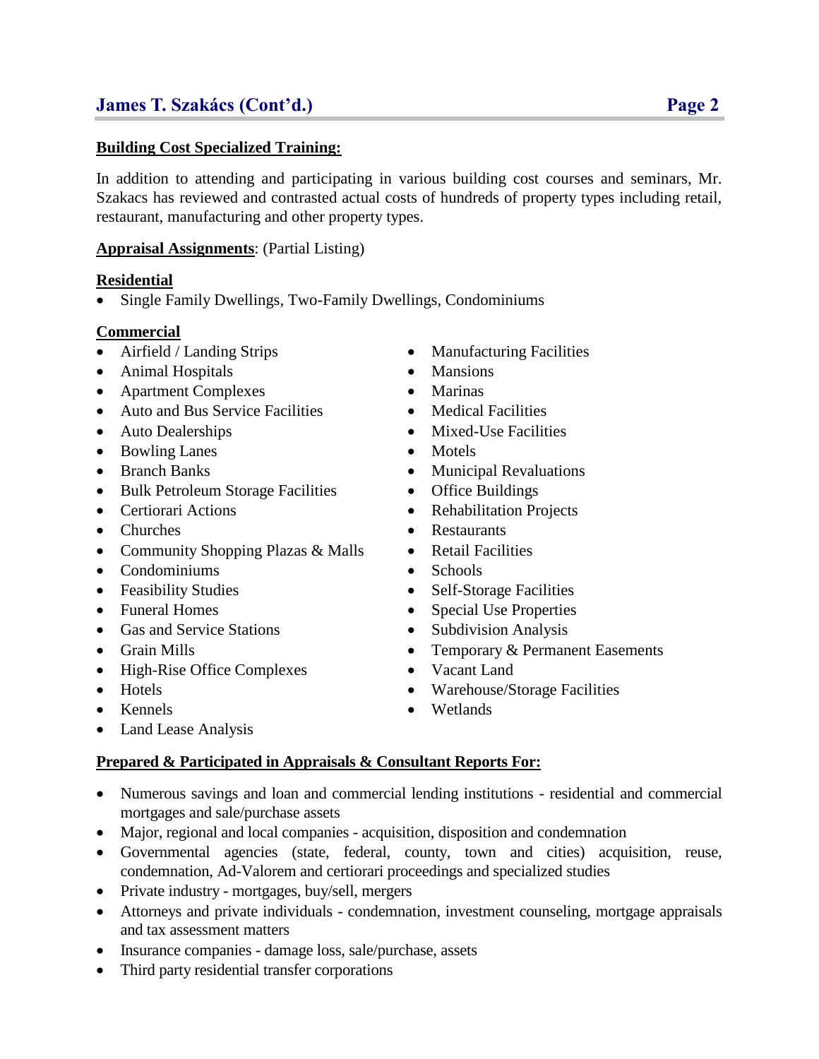**Building Cost Specialized Training:**

In addition to attending and participating in various building cost courses and seminars, Mr. Szakacs has reviewed and contrasted actual costs of hundreds of property types including retail, restaurant, manufacturing and other property types.

**Appraisal Assignments**: (Partial Listing)

**Residential**

- Single Family Dwellings, Two-Family Dwellings, Condominiums

**Commercial**

- Airfield / Landing Strips
- Animal Hospitals
- Apartment Complexes
- Auto and Bus Service Facilities
- Auto Dealerships
- Bowling Lanes
- Branch Banks
- Bulk Petroleum Storage Facilities
- Certiorari Actions
- Churches
- Community Shopping Plazas & Malls
- Condominiums
- Feasibility Studies
- Funeral Homes
- Gas and Service Stations
- Grain Mills
- High-Rise Office Complexes
- Hotels
- Kennels
- Land Lease Analysis
- Manufacturing Facilities
- Mansions
- Marinas
- Medical Facilities
- Mixed-Use Facilities
- Motels
- Municipal Revaluations
- Office Buildings
- Rehabilitation Projects
- Restaurants
- Retail Facilities
- Schools
- Self-Storage Facilities
- Special Use Properties
- Subdivision Analysis
- Temporary & Permanent Easements
- Vacant Land
- Warehouse/Storage Facilities
- Wetlands

**Prepared & Participated in Appraisals & Consultant Reports For:**

- Numerous savings and loan and commercial lending institutions - residential and commercial mortgages and sale/purchase assets
- Major, regional and local companies - acquisition, disposition and condemnation
- Governmental agencies (state, federal, county, town and cities) acquisition, reuse, condemnation, Ad-Valorem and certiorari proceedings and specialized studies
- Private industry - mortgages, buy/sell, mergers
- Attorneys and private individuals - condemnation, investment counseling, mortgage appraisals and tax assessment matters
- Insurance companies - damage loss, sale/purchase, assets
- Third party residential transfer corporations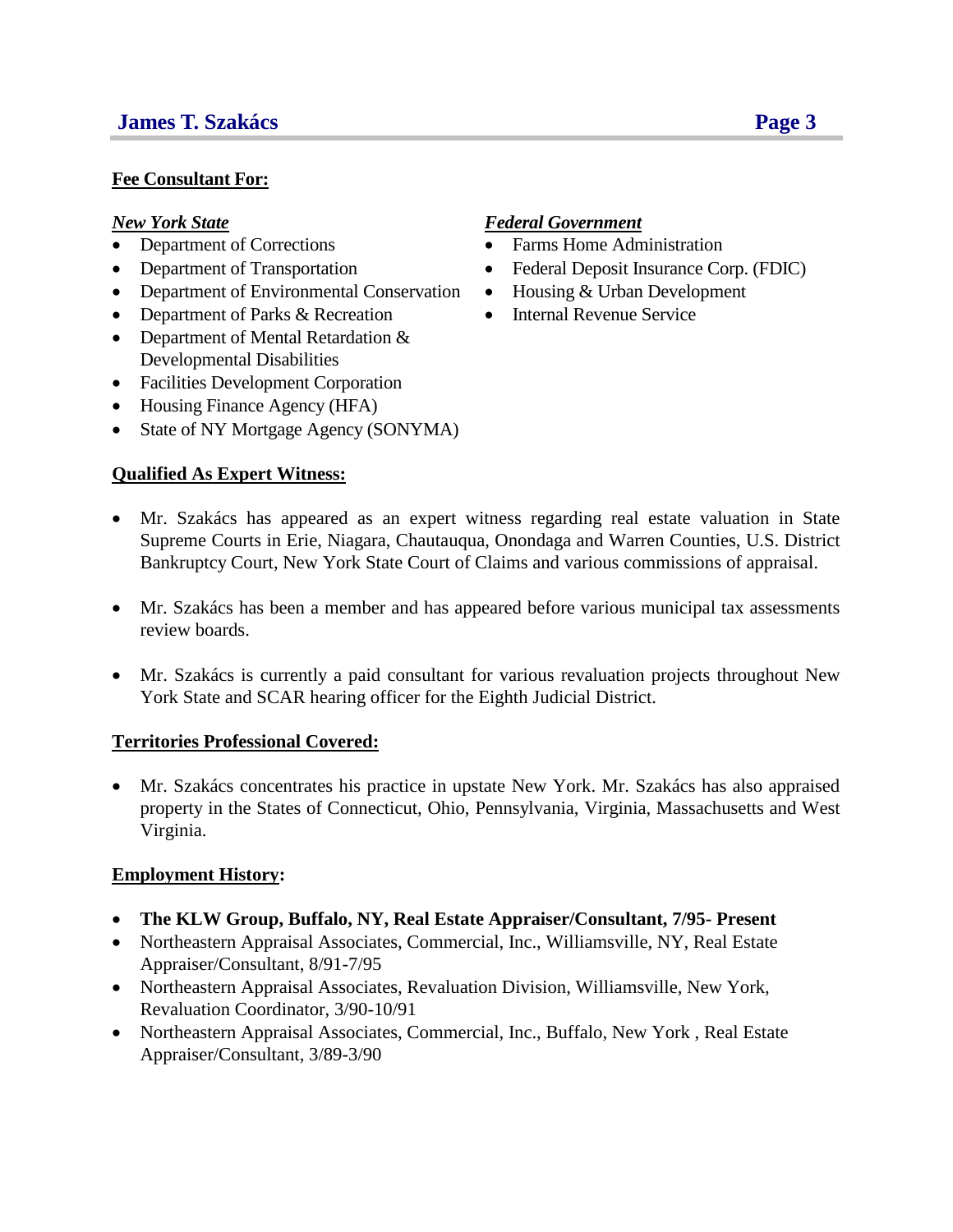## Fee Consultant For:

### *New York State*

- Department of Corrections
- Department of Transportation
- Department of Environmental Conservation
- Department of Parks & Recreation
- Department of Mental Retardation & Developmental Disabilities
- Facilities Development Corporation
- Housing Finance Agency (HFA)
- State of NY Mortgage Agency (SONYMA)

### *Federal Government*

- Farms Home Administration
- Federal Deposit Insurance Corp. (FDIC)
- Housing & Urban Development
- Internal Revenue Service

## Qualified As Expert Witness:

- Mr. Szakács has appeared as an expert witness regarding real estate valuation in State Supreme Courts in Erie, Niagara, Chautauqua, Onondaga and Warren Counties, U.S. District Bankruptcy Court, New York State Court of Claims and various commissions of appraisal.

- Mr. Szakács has been a member and has appeared before various municipal tax assessments review boards.

- Mr. Szakács is currently a paid consultant for various revaluation projects throughout New York State and SCAR hearing officer for the Eighth Judicial District.

## Territories Professional Covered:

- Mr. Szakács concentrates his practice in upstate New York. Mr. Szakács has also appraised property in the States of Connecticut, Ohio, Pennsylvania, Virginia, Massachusetts and West Virginia.

## Employment History:

- **The KLW Group, Buffalo, NY, Real Estate Appraiser/Consultant, 7/95- Present**
- Northeastern Appraisal Associates, Commercial, Inc., Williamsville, NY, Real Estate Appraiser/Consultant, 8/91-7/95
- Northeastern Appraisal Associates, Revaluation Division, Williamsville, New York, Revaluation Coordinator, 3/90-10/91
- Northeastern Appraisal Associates, Commercial, Inc., Buffalo, New York , Real Estate Appraiser/Consultant, 3/89-3/90